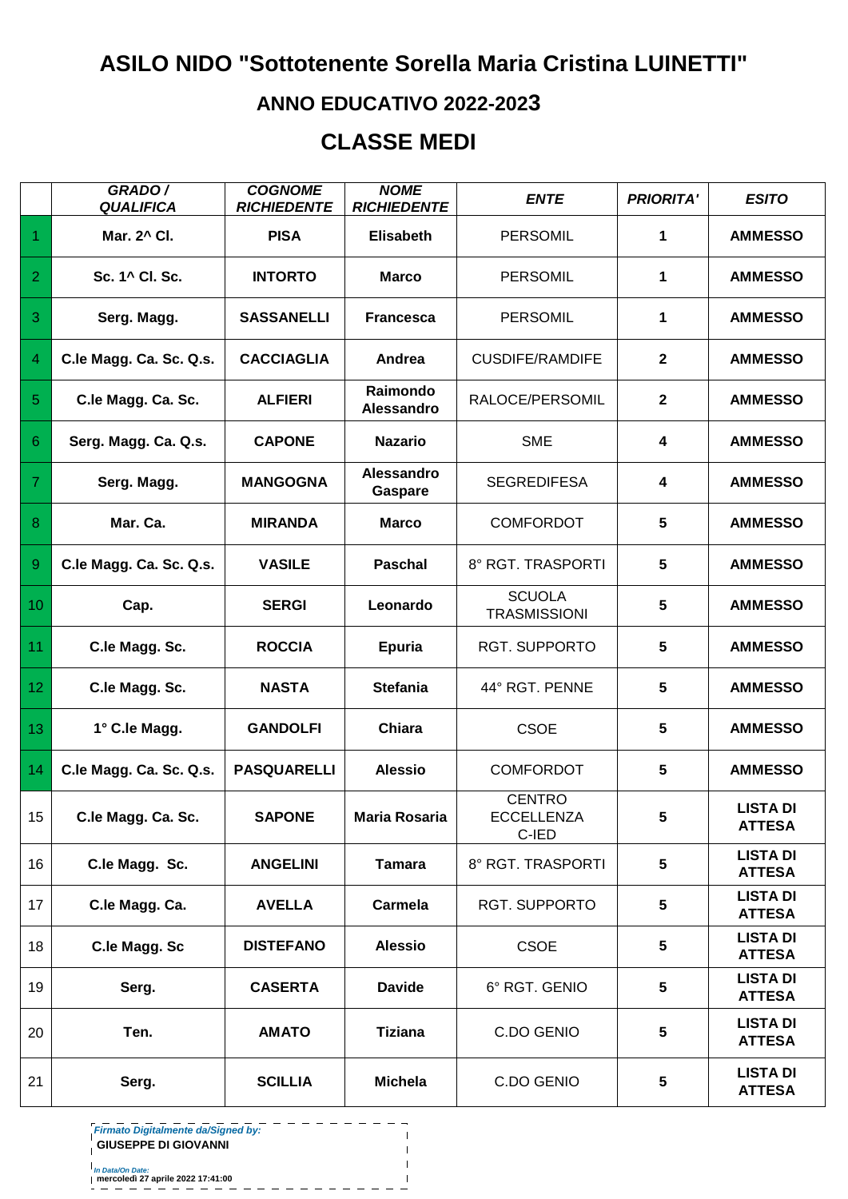# ASILO NIDO "Sottotenente Sorella Maria Cristina LUINETTI"

## ANNO EDUCATIVO 2022-2023

## CLASSE MEDI

| | *GRADO / QUALIFICA* | *COGNOME RICHIEDENTE* | *NOME RICHIEDENTE* | *ENTE* | *PRIORITA'* | *ESITO* |
|---|---|---|---|---|---|---|
| 1 | **Mar. 2^ Cl.** | **PISA** | **Elisabeth** | PERSOMIL | **1** | **AMMESSO** |
| 2 | **Sc. 1^ Cl. Sc.** | **INTORTO** | **Marco** | PERSOMIL | **1** | **AMMESSO** |
| 3 | **Serg. Magg.** | **SASSANELLI** | **Francesca** | PERSOMIL | **1** | **AMMESSO** |
| 4 | **C.le Magg. Ca. Sc. Q.s.** | **CACCIAGLIA** | **Andrea** | CUSDIFE/RAMDIFE | **2** | **AMMESSO** |
| 5 | **C.le Magg. Ca. Sc.** | **ALFIERI** | **Raimondo Alessandro** | RALOCE/PERSOMIL | **2** | **AMMESSO** |
| 6 | **Serg. Magg. Ca. Q.s.** | **CAPONE** | **Nazario** | SME | **4** | **AMMESSO** |
| 7 | **Serg. Magg.** | **MANGOGNA** | **Alessandro Gaspare** | SEGREDIFESA | **4** | **AMMESSO** |
| 8 | **Mar. Ca.** | **MIRANDA** | **Marco** | COMFORDOT | **5** | **AMMESSO** |
| 9 | **C.le Magg. Ca. Sc. Q.s.** | **VASILE** | **Paschal** | 8° RGT. TRASPORTI | **5** | **AMMESSO** |
| 10 | **Cap.** | **SERGI** | **Leonardo** | SCUOLA TRASMISSIONI | **5** | **AMMESSO** |
| 11 | **C.le Magg. Sc.** | **ROCCIA** | **Epuria** | RGT. SUPPORTO | **5** | **AMMESSO** |
| 12 | **C.le Magg. Sc.** | **NASTA** | **Stefania** | 44° RGT. PENNE | **5** | **AMMESSO** |
| 13 | **1° C.le Magg.** | **GANDOLFI** | **Chiara** | CSOE | **5** | **AMMESSO** |
| 14 | **C.le Magg. Ca. Sc. Q.s.** | **PASQUARELLI** | **Alessio** | COMFORDOT | **5** | **AMMESSO** |
| 15 | **C.le Magg. Ca. Sc.** | **SAPONE** | **Maria Rosaria** | CENTRO ECCELLENZA C-IED | **5** | **LISTA DI ATTESA** |
| 16 | **C.le Magg. Sc.** | **ANGELINI** | **Tamara** | 8° RGT. TRASPORTI | **5** | **LISTA DI ATTESA** |
| 17 | **C.le Magg. Ca.** | **AVELLA** | **Carmela** | RGT. SUPPORTO | **5** | **LISTA DI ATTESA** |
| 18 | **C.le Magg. Sc** | **DISTEFANO** | **Alessio** | CSOE | **5** | **LISTA DI ATTESA** |
| 19 | **Serg.** | **CASERTA** | **Davide** | 6° RGT. GENIO | **5** | **LISTA DI ATTESA** |
| 20 | **Ten.** | **AMATO** | **Tiziana** | C.DO GENIO | **5** | **LISTA DI ATTESA** |
| 21 | **Serg.** | **SCILLIA** | **Michela** | C.DO GENIO | **5** | **LISTA DI ATTESA** |

*Firmato Digitalmente da/Signed by:*
**GIUSEPPE DI GIOVANNI**

*In Data/On Date:*
**mercoledì 27 aprile 2022 17:41:00**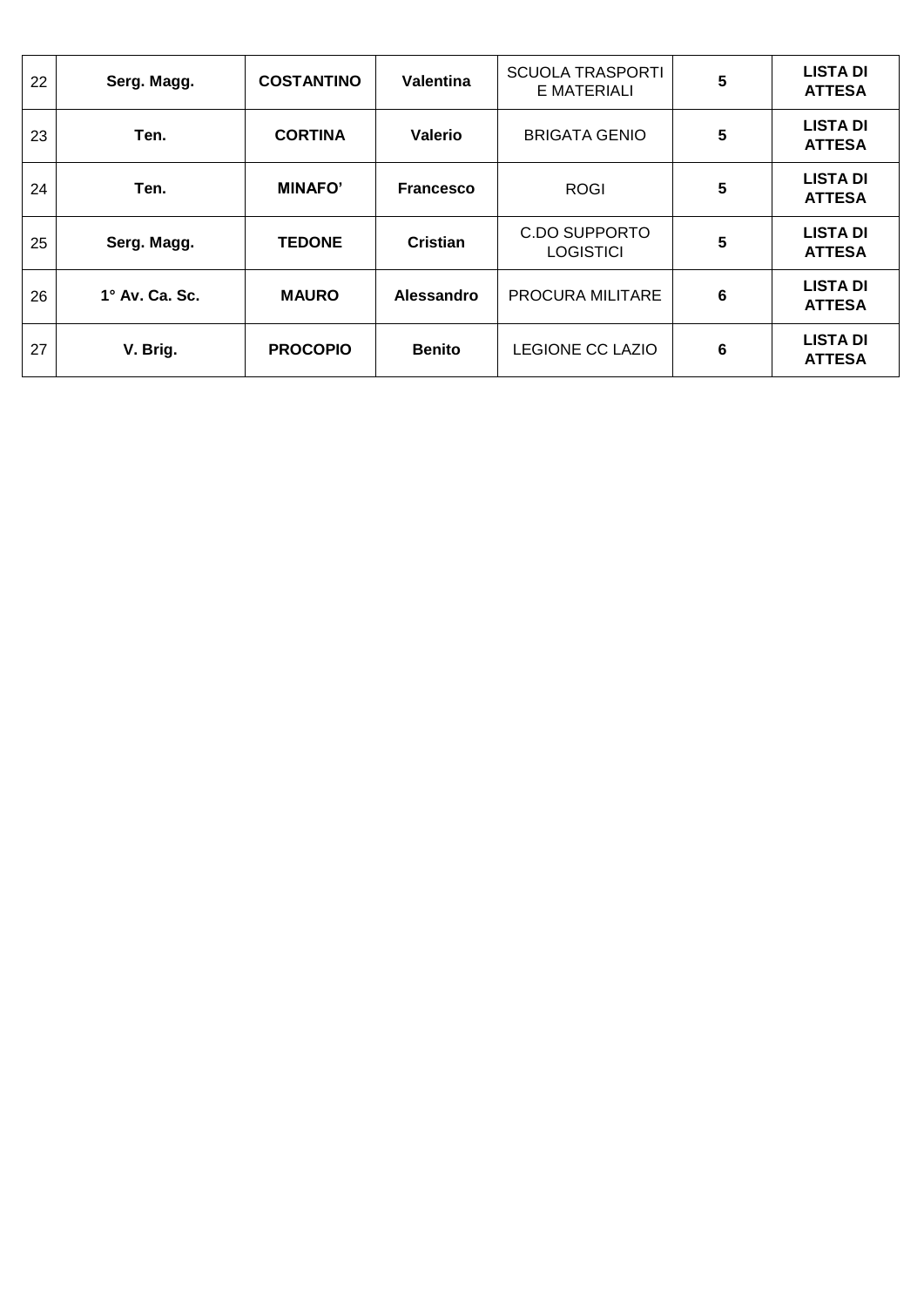| | | | | | | |
|---|---|---|---|---|---|---|
| 22 | **Serg. Magg.** | **COSTANTINO** | **Valentina** | SCUOLA TRASPORTI E MATERIALI | **5** | **LISTA DI ATTESA** |
| 23 | **Ten.** | **CORTINA** | **Valerio** | BRIGATA GENIO | **5** | **LISTA DI ATTESA** |
| 24 | **Ten.** | **MINAFO'** | **Francesco** | ROGI | **5** | **LISTA DI ATTESA** |
| 25 | **Serg. Magg.** | **TEDONE** | **Cristian** | C.DO SUPPORTO LOGISTICI | **5** | **LISTA DI ATTESA** |
| 26 | **1° Av. Ca. Sc.** | **MAURO** | **Alessandro** | PROCURA MILITARE | **6** | **LISTA DI ATTESA** |
| 27 | **V. Brig.** | **PROCOPIO** | **Benito** | LEGIONE CC LAZIO | **6** | **LISTA DI ATTESA** |